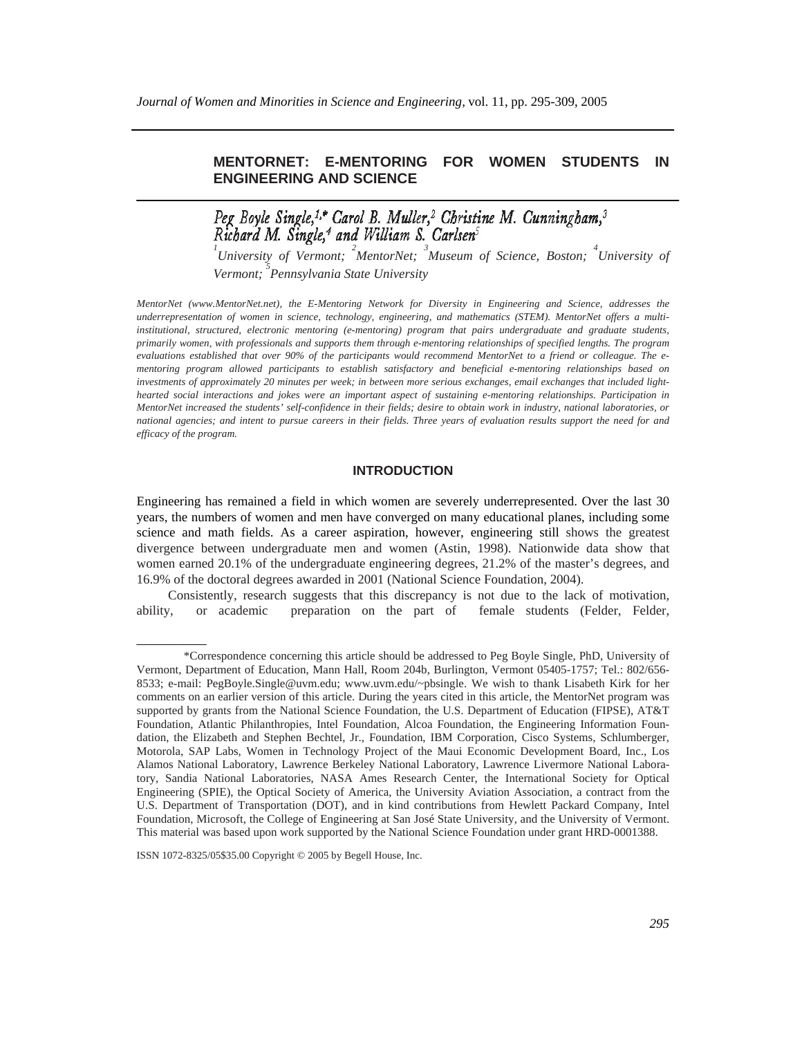# MENTORNET: E-MENTORING FOR WOMEN STUDENTS IN ENGINEERING AND SCIENCE

*Peg Boyle Single,[1,*] Carol B. Muller,[2] Christine M. Cunningham,[3] Richard M. Single,[4] and William S. Carlsen[5]*

*[1]University of Vermont; [2]MentorNet; [3]Museum of Science, Boston; [4]University of Vermont; [5]Pennsylvania State University*

*MentorNet (www.MentorNet.net), the E-Mentoring Network for Diversity in Engineering and Science, addresses the underrepresentation of women in science, technology, engineering, and mathematics (STEM). MentorNet offers a multi-institutional, structured, electronic mentoring (e-mentoring) program that pairs undergraduate and graduate students, primarily women, with professionals and supports them through e-mentoring relationships of specified lengths. The program evaluations established that over 90% of the participants would recommend MentorNet to a friend or colleague. The e-mentoring program allowed participants to establish satisfactory and beneficial e-mentoring relationships based on investments of approximately 20 minutes per week; in between more serious exchanges, email exchanges that included light-hearted social interactions and jokes were an important aspect of sustaining e-mentoring relationships. Participation in MentorNet increased the students' self-confidence in their fields; desire to obtain work in industry, national laboratories, or national agencies; and intent to pursue careers in their fields. Three years of evaluation results support the need for and efficacy of the program.*

## INTRODUCTION

Engineering has remained a field in which women are severely underrepresented. Over the last 30 years, the numbers of women and men have converged on many educational planes, including some science and math fields. As a career aspiration, however, engineering still shows the greatest divergence between undergraduate men and women (Astin, 1998). Nationwide data show that women earned 20.1% of the undergraduate engineering degrees, 21.2% of the master's degrees, and 16.9% of the doctoral degrees awarded in 2001 (National Science Foundation, 2004).

Consistently, research suggests that this discrepancy is not due to the lack of motivation, ability, or academic preparation on the part of female students (Felder, Felder,

---

*Correspondence concerning this article should be addressed to Peg Boyle Single, PhD, University of Vermont, Department of Education, Mann Hall, Room 204b, Burlington, Vermont 05405-1757; Tel.: 802/656-8533; e-mail: PegBoyle.Single@uvm.edu; www.uvm.edu/~pbsingle. We wish to thank Lisabeth Kirk for her comments on an earlier version of this article. During the years cited in this article, the MentorNet program was supported by grants from the National Science Foundation, the U.S. Department of Education (FIPSE), AT&T Foundation, Atlantic Philanthropies, Intel Foundation, Alcoa Foundation, the Engineering Information Foundation, the Elizabeth and Stephen Bechtel, Jr., Foundation, IBM Corporation, Cisco Systems, Schlumberger, Motorola, SAP Labs, Women in Technology Project of the Maui Economic Development Board, Inc., Los Alamos National Laboratory, Lawrence Berkeley National Laboratory, Lawrence Livermore National Laboratory, Sandia National Laboratories, NASA Ames Research Center, the International Society for Optical Engineering (SPIE), the Optical Society of America, the University Aviation Association, a contract from the U.S. Department of Transportation (DOT), and in kind contributions from Hewlett Packard Company, Intel Foundation, Microsoft, the College of Engineering at San José State University, and the University of Vermont. This material was based upon work supported by the National Science Foundation under grant HRD-0001388.

ISSN 1072-8325/05$35.00 Copyright © 2005 by Begell House, Inc.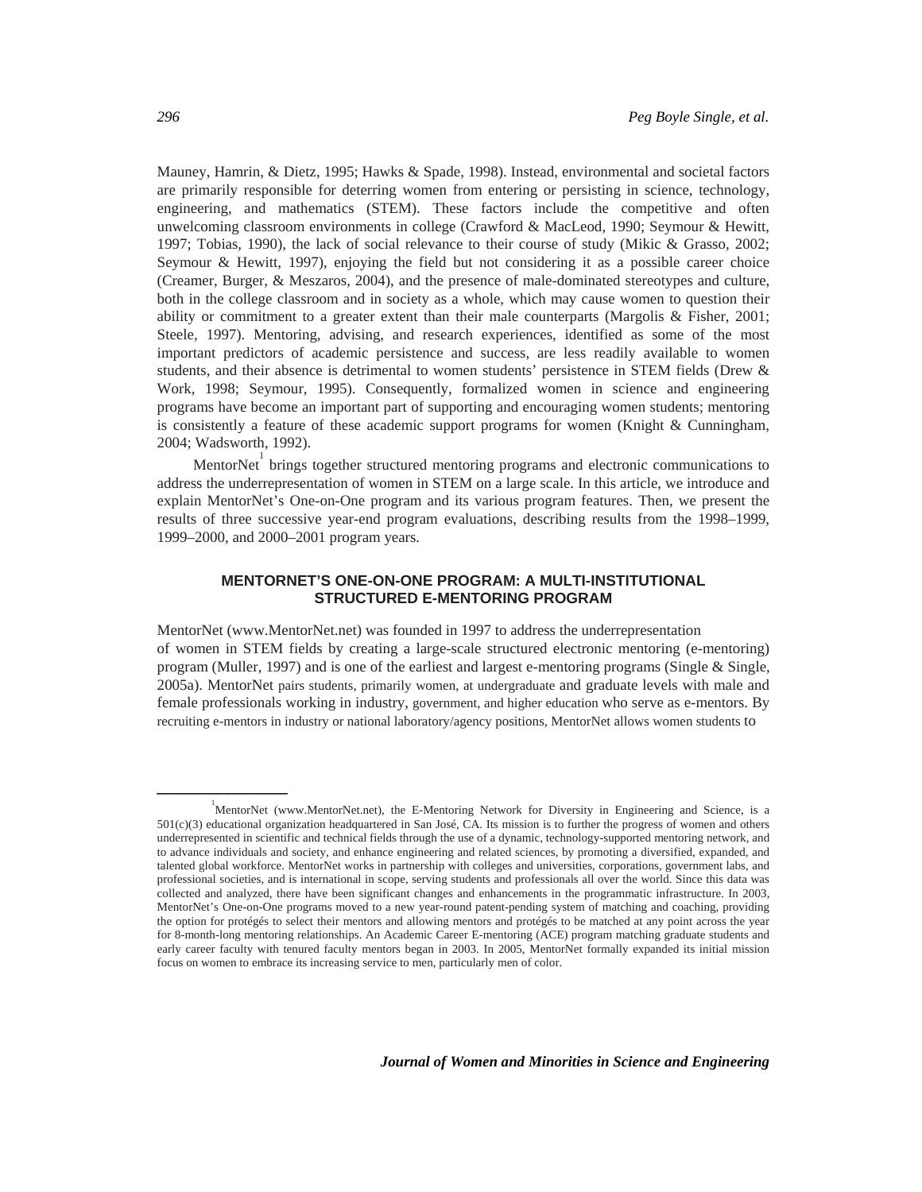Mauney, Hamrin, & Dietz, 1995; Hawks & Spade, 1998). Instead, environmental and societal factors are primarily responsible for deterring women from entering or persisting in science, technology, engineering, and mathematics (STEM). These factors include the competitive and often unwelcoming classroom environments in college (Crawford & MacLeod, 1990; Seymour & Hewitt, 1997; Tobias, 1990), the lack of social relevance to their course of study (Mikic & Grasso, 2002; Seymour & Hewitt, 1997), enjoying the field but not considering it as a possible career choice (Creamer, Burger, & Meszaros, 2004), and the presence of male-dominated stereotypes and culture, both in the college classroom and in society as a whole, which may cause women to question their ability or commitment to a greater extent than their male counterparts (Margolis & Fisher, 2001; Steele, 1997). Mentoring, advising, and research experiences, identified as some of the most important predictors of academic persistence and success, are less readily available to women students, and their absence is detrimental to women students' persistence in STEM fields (Drew & Work, 1998; Seymour, 1995). Consequently, formalized women in science and engineering programs have become an important part of supporting and encouraging women students; mentoring is consistently a feature of these academic support programs for women (Knight & Cunningham, 2004; Wadsworth, 1992).

MentorNet[1] brings together structured mentoring programs and electronic communications to address the underrepresentation of women in STEM on a large scale. In this article, we introduce and explain MentorNet's One-on-One program and its various program features. Then, we present the results of three successive year-end program evaluations, describing results from the 1998–1999, 1999–2000, and 2000–2001 program years.

## MENTORNET'S ONE-ON-ONE PROGRAM: A MULTI-INSTITUTIONAL STRUCTURED E-MENTORING PROGRAM

MentorNet (www.MentorNet.net) was founded in 1997 to address the underrepresentation of women in STEM fields by creating a large-scale structured electronic mentoring (e-mentoring) program (Muller, 1997) and is one of the earliest and largest e-mentoring programs (Single & Single, 2005a). MentorNet pairs students, primarily women, at undergraduate and graduate levels with male and female professionals working in industry, government, and higher education who serve as e-mentors. By recruiting e-mentors in industry or national laboratory/agency positions, MentorNet allows women students to

---

[1] MentorNet (www.MentorNet.net), the E-Mentoring Network for Diversity in Engineering and Science, is a 501(c)(3) educational organization headquartered in San José, CA. Its mission is to further the progress of women and others underrepresented in scientific and technical fields through the use of a dynamic, technology-supported mentoring network, and to advance individuals and society, and enhance engineering and related sciences, by promoting a diversified, expanded, and talented global workforce. MentorNet works in partnership with colleges and universities, corporations, government labs, and professional societies, and is international in scope, serving students and professionals all over the world. Since this data was collected and analyzed, there have been significant changes and enhancements in the programmatic infrastructure. In 2003, MentorNet's One-on-One programs moved to a new year-round patent-pending system of matching and coaching, providing the option for protégés to select their mentors and allowing mentors and protégés to be matched at any point across the year for 8-month-long mentoring relationships. An Academic Career E-mentoring (ACE) program matching graduate students and early career faculty with tenured faculty mentors began in 2003. In 2005, MentorNet formally expanded its initial mission focus on women to embrace its increasing service to men, particularly men of color.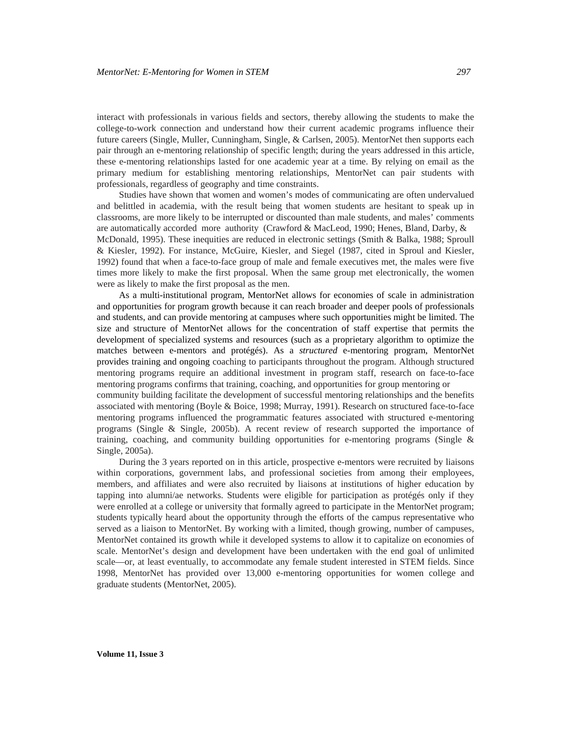interact with professionals in various fields and sectors, thereby allowing the students to make the college-to-work connection and understand how their current academic programs influence their future careers (Single, Muller, Cunningham, Single, & Carlsen, 2005). MentorNet then supports each pair through an e-mentoring relationship of specific length; during the years addressed in this article, these e-mentoring relationships lasted for one academic year at a time. By relying on email as the primary medium for establishing mentoring relationships, MentorNet can pair students with professionals, regardless of geography and time constraints.

Studies have shown that women and women's modes of communicating are often undervalued and belittled in academia, with the result being that women students are hesitant to speak up in classrooms, are more likely to be interrupted or discounted than male students, and males' comments are automatically accorded more authority (Crawford & MacLeod, 1990; Henes, Bland, Darby, & McDonald, 1995). These inequities are reduced in electronic settings (Smith & Balka, 1988; Sproull & Kiesler, 1992). For instance, McGuire, Kiesler, and Siegel (1987, cited in Sproul and Kiesler, 1992) found that when a face-to-face group of male and female executives met, the males were five times more likely to make the first proposal. When the same group met electronically, the women were as likely to make the first proposal as the men.

As a multi-institutional program, MentorNet allows for economies of scale in administration and opportunities for program growth because it can reach broader and deeper pools of professionals and students, and can provide mentoring at campuses where such opportunities might be limited. The size and structure of MentorNet allows for the concentration of staff expertise that permits the development of specialized systems and resources (such as a proprietary algorithm to optimize the matches between e-mentors and protégés). As a *structured* e-mentoring program, MentorNet provides training and ongoing coaching to participants throughout the program. Although structured mentoring programs require an additional investment in program staff, research on face-to-face mentoring programs confirms that training, coaching, and opportunities for group mentoring or community building facilitate the development of successful mentoring relationships and the benefits associated with mentoring (Boyle & Boice, 1998; Murray, 1991). Research on structured face-to-face mentoring programs influenced the programmatic features associated with structured e-mentoring programs (Single & Single, 2005b). A recent review of research supported the importance of training, coaching, and community building opportunities for e-mentoring programs (Single & Single, 2005a).

During the 3 years reported on in this article, prospective e-mentors were recruited by liaisons within corporations, government labs, and professional societies from among their employees, members, and affiliates and were also recruited by liaisons at institutions of higher education by tapping into alumni/ae networks. Students were eligible for participation as protégés only if they were enrolled at a college or university that formally agreed to participate in the MentorNet program; students typically heard about the opportunity through the efforts of the campus representative who served as a liaison to MentorNet. By working with a limited, though growing, number of campuses, MentorNet contained its growth while it developed systems to allow it to capitalize on economies of scale. MentorNet's design and development have been undertaken with the end goal of unlimited scale—or, at least eventually, to accommodate any female student interested in STEM fields. Since 1998, MentorNet has provided over 13,000 e-mentoring opportunities for women college and graduate students (MentorNet, 2005).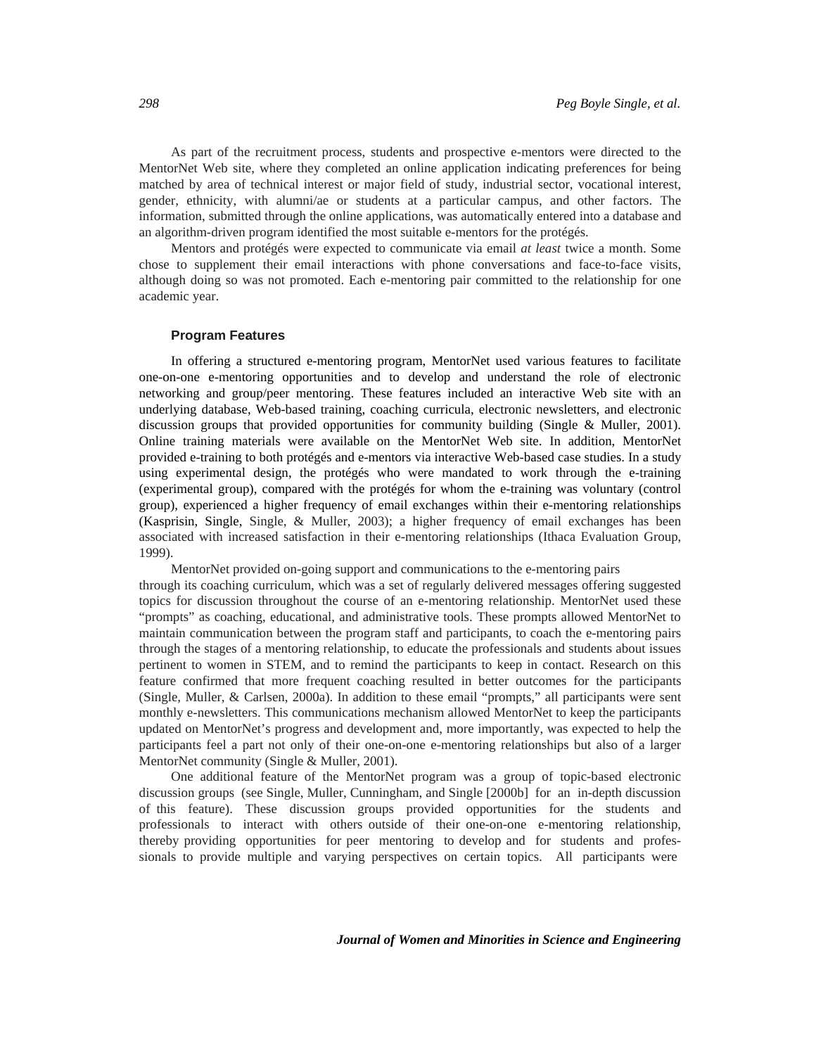As part of the recruitment process, students and prospective e-mentors were directed to the MentorNet Web site, where they completed an online application indicating preferences for being matched by area of technical interest or major field of study, industrial sector, vocational interest, gender, ethnicity, with alumni/ae or students at a particular campus, and other factors. The information, submitted through the online applications, was automatically entered into a database and an algorithm-driven program identified the most suitable e-mentors for the protégés.

Mentors and protégés were expected to communicate via email *at least* twice a month. Some chose to supplement their email interactions with phone conversations and face-to-face visits, although doing so was not promoted. Each e-mentoring pair committed to the relationship for one academic year.

### Program Features

In offering a structured e-mentoring program, MentorNet used various features to facilitate one-on-one e-mentoring opportunities and to develop and understand the role of electronic networking and group/peer mentoring. These features included an interactive Web site with an underlying database, Web-based training, coaching curricula, electronic newsletters, and electronic discussion groups that provided opportunities for community building (Single & Muller, 2001). Online training materials were available on the MentorNet Web site. In addition, MentorNet provided e-training to both protégés and e-mentors via interactive Web-based case studies. In a study using experimental design, the protégés who were mandated to work through the e-training (experimental group), compared with the protégés for whom the e-training was voluntary (control group), experienced a higher frequency of email exchanges within their e-mentoring relationships (Kasprisin, Single, Single, & Muller, 2003); a higher frequency of email exchanges has been associated with increased satisfaction in their e-mentoring relationships (Ithaca Evaluation Group, 1999).

MentorNet provided on-going support and communications to the e-mentoring pairs through its coaching curriculum, which was a set of regularly delivered messages offering suggested topics for discussion throughout the course of an e-mentoring relationship. MentorNet used these "prompts" as coaching, educational, and administrative tools. These prompts allowed MentorNet to maintain communication between the program staff and participants, to coach the e-mentoring pairs through the stages of a mentoring relationship, to educate the professionals and students about issues pertinent to women in STEM, and to remind the participants to keep in contact. Research on this feature confirmed that more frequent coaching resulted in better outcomes for the participants (Single, Muller, & Carlsen, 2000a). In addition to these email "prompts," all participants were sent monthly e-newsletters. This communications mechanism allowed MentorNet to keep the participants updated on MentorNet's progress and development and, more importantly, was expected to help the participants feel a part not only of their one-on-one e-mentoring relationships but also of a larger MentorNet community (Single & Muller, 2001).

One additional feature of the MentorNet program was a group of topic-based electronic discussion groups (see Single, Muller, Cunningham, and Single [2000b] for an in-depth discussion of this feature). These discussion groups provided opportunities for the students and professionals to interact with others outside of their one-on-one e-mentoring relationship, thereby providing opportunities for peer mentoring to develop and for students and professionals to provide multiple and varying perspectives on certain topics. All participants were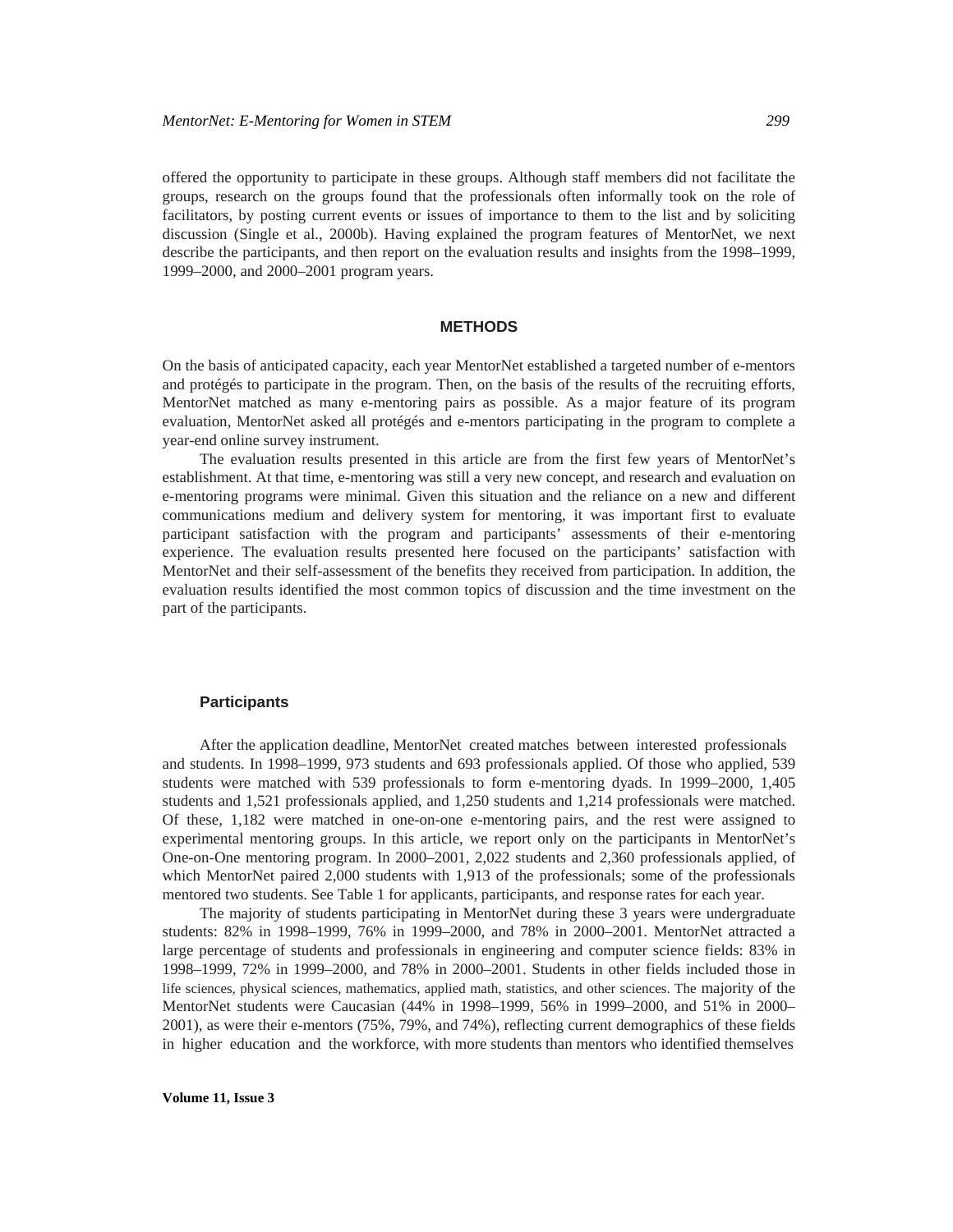offered the opportunity to participate in these groups. Although staff members did not facilitate the groups, research on the groups found that the professionals often informally took on the role of facilitators, by posting current events or issues of importance to them to the list and by soliciting discussion (Single et al., 2000b). Having explained the program features of MentorNet, we next describe the participants, and then report on the evaluation results and insights from the 1998–1999, 1999–2000, and 2000–2001 program years.

## METHODS

On the basis of anticipated capacity, each year MentorNet established a targeted number of e-mentors and protégés to participate in the program. Then, on the basis of the results of the recruiting efforts, MentorNet matched as many e-mentoring pairs as possible. As a major feature of its program evaluation, MentorNet asked all protégés and e-mentors participating in the program to complete a year-end online survey instrument.

The evaluation results presented in this article are from the first few years of MentorNet's establishment. At that time, e-mentoring was still a very new concept, and research and evaluation on e-mentoring programs were minimal. Given this situation and the reliance on a new and different communications medium and delivery system for mentoring, it was important first to evaluate participant satisfaction with the program and participants' assessments of their e-mentoring experience. The evaluation results presented here focused on the participants' satisfaction with MentorNet and their self-assessment of the benefits they received from participation. In addition, the evaluation results identified the most common topics of discussion and the time investment on the part of the participants.

### Participants

After the application deadline, MentorNet created matches between interested professionals and students. In 1998–1999, 973 students and 693 professionals applied. Of those who applied, 539 students were matched with 539 professionals to form e-mentoring dyads. In 1999–2000, 1,405 students and 1,521 professionals applied, and 1,250 students and 1,214 professionals were matched. Of these, 1,182 were matched in one-on-one e-mentoring pairs, and the rest were assigned to experimental mentoring groups. In this article, we report only on the participants in MentorNet's One-on-One mentoring program. In 2000–2001, 2,022 students and 2,360 professionals applied, of which MentorNet paired 2,000 students with 1,913 of the professionals; some of the professionals mentored two students. See Table 1 for applicants, participants, and response rates for each year.

The majority of students participating in MentorNet during these 3 years were undergraduate students: 82% in 1998–1999, 76% in 1999–2000, and 78% in 2000–2001. MentorNet attracted a large percentage of students and professionals in engineering and computer science fields: 83% in 1998–1999, 72% in 1999–2000, and 78% in 2000–2001. Students in other fields included those in life sciences, physical sciences, mathematics, applied math, statistics, and other sciences. The majority of the MentorNet students were Caucasian (44% in 1998–1999, 56% in 1999–2000, and 51% in 2000–2001), as were their e-mentors (75%, 79%, and 74%), reflecting current demographics of these fields in higher education and the workforce, with more students than mentors who identified themselves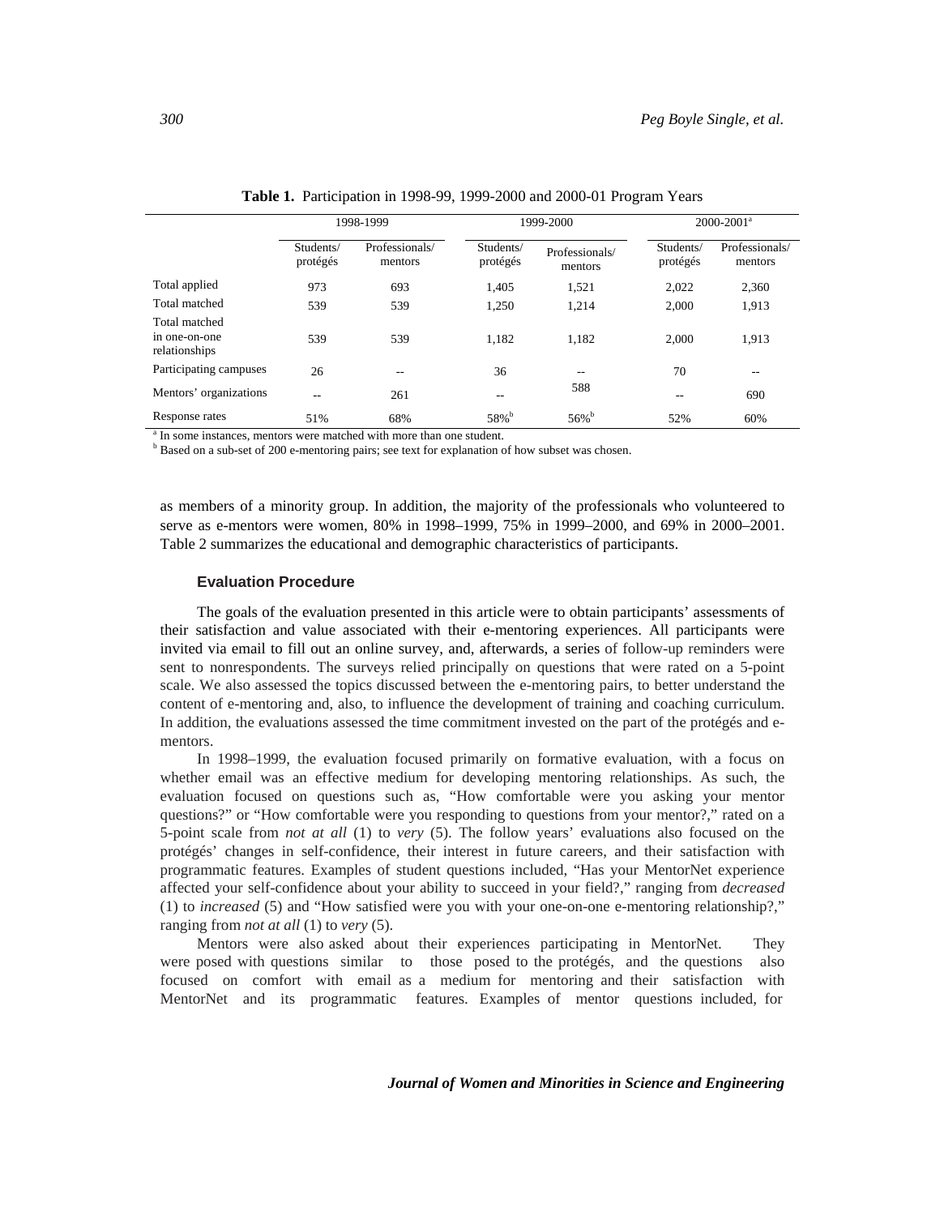**Table 1.** Participation in 1998-99, 1999-2000 and 2000-01 Program Years

| | 1998-1999 | | 1999-2000 | | 2000-2001[a] | |
|---|---|---|---|---|---|---|
| | Students/ protégés | Professionals/ mentors | Students/ protégés | Professionals/ mentors | Students/ protégés | Professionals/ mentors |
| Total applied | 973 | 693 | 1,405 | 1,521 | 2,022 | 2,360 |
| Total matched | 539 | 539 | 1,250 | 1,214 | 2,000 | 1,913 |
| Total matched in one-on-one relationships | 539 | 539 | 1,182 | 1,182 | 2,000 | 1,913 |
| Participating campuses | 26 | -- | 36 | -- | 70 | -- |
| Mentors' organizations | -- | 261 | -- | 588 | -- | 690 |
| Response rates | 51% | 68% | 58%[b] | 56%[b] | 52% | 60% |

[a] In some instances, mentors were matched with more than one student.
[b] Based on a sub-set of 200 e-mentoring pairs; see text for explanation of how subset was chosen.

as members of a minority group. In addition, the majority of the professionals who volunteered to serve as e-mentors were women, 80% in 1998–1999, 75% in 1999–2000, and 69% in 2000–2001. Table 2 summarizes the educational and demographic characteristics of participants.

### Evaluation Procedure

The goals of the evaluation presented in this article were to obtain participants' assessments of their satisfaction and value associated with their e-mentoring experiences. All participants were invited via email to fill out an online survey, and, afterwards, a series of follow-up reminders were sent to nonrespondents. The surveys relied principally on questions that were rated on a 5-point scale. We also assessed the topics discussed between the e-mentoring pairs, to better understand the content of e-mentoring and, also, to influence the development of training and coaching curriculum. In addition, the evaluations assessed the time commitment invested on the part of the protégés and e-mentors.

In 1998–1999, the evaluation focused primarily on formative evaluation, with a focus on whether email was an effective medium for developing mentoring relationships. As such, the evaluation focused on questions such as, "How comfortable were you asking your mentor questions?" or "How comfortable were you responding to questions from your mentor?," rated on a 5-point scale from *not at all* (1) to *very* (5). The follow years' evaluations also focused on the protégés' changes in self-confidence, their interest in future careers, and their satisfaction with programmatic features. Examples of student questions included, "Has your MentorNet experience affected your self-confidence about your ability to succeed in your field?," ranging from *decreased* (1) to *increased* (5) and "How satisfied were you with your one-on-one e-mentoring relationship?," ranging from *not at all* (1) to *very* (5).

Mentors were also asked about their experiences participating in MentorNet. They were posed with questions similar to those posed to the protégés, and the questions also focused on comfort with email as a medium for mentoring and their satisfaction with MentorNet and its programmatic features. Examples of mentor questions included, for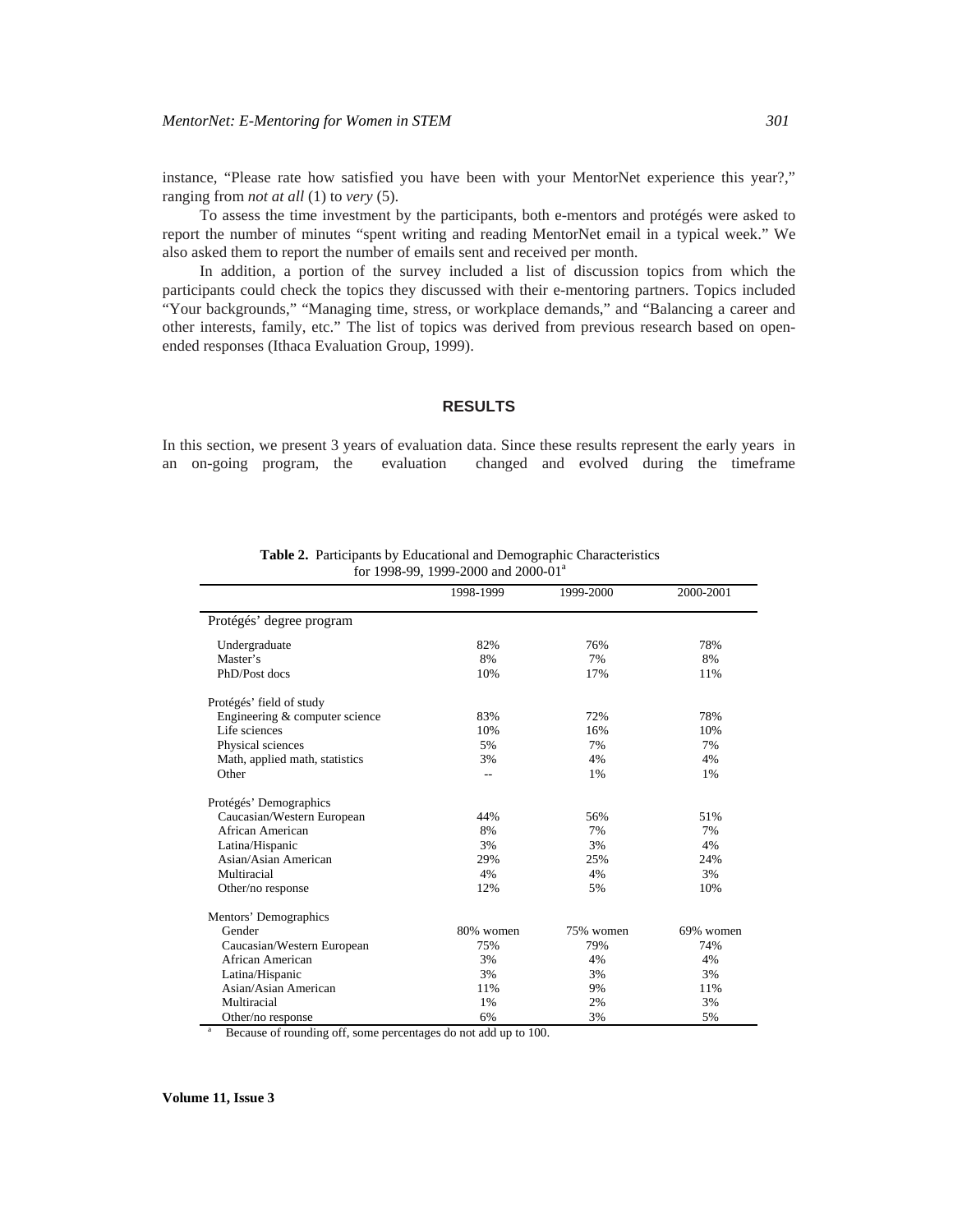instance, "Please rate how satisfied you have been with your MentorNet experience this year?," ranging from *not at all* (1) to *very* (5).

To assess the time investment by the participants, both e-mentors and protégés were asked to report the number of minutes "spent writing and reading MentorNet email in a typical week." We also asked them to report the number of emails sent and received per month.

In addition, a portion of the survey included a list of discussion topics from which the participants could check the topics they discussed with their e-mentoring partners. Topics included "Your backgrounds," "Managing time, stress, or workplace demands," and "Balancing a career and other interests, family, etc." The list of topics was derived from previous research based on open-ended responses (Ithaca Evaluation Group, 1999).

## RESULTS

In this section, we present 3 years of evaluation data. Since these results represent the early years in an on-going program, the evaluation changed and evolved during the timeframe

**Table 2.** Participants by Educational and Demographic Characteristics for 1998-99, 1999-2000 and 2000-01[a]

| | 1998-1999 | 1999-2000 | 2000-2001 |
|---|---|---|---|
| Protégés' degree program | | | |
| Undergraduate | 82% | 76% | 78% |
| Master's | 8% | 7% | 8% |
| PhD/Post docs | 10% | 17% | 11% |
| Protégés' field of study | | | |
| Engineering & computer science | 83% | 72% | 78% |
| Life sciences | 10% | 16% | 10% |
| Physical sciences | 5% | 7% | 7% |
| Math, applied math, statistics | 3% | 4% | 4% |
| Other | -- | 1% | 1% |
| Protégés' Demographics | | | |
| Caucasian/Western European | 44% | 56% | 51% |
| African American | 8% | 7% | 7% |
| Latina/Hispanic | 3% | 3% | 4% |
| Asian/Asian American | 29% | 25% | 24% |
| Multiracial | 4% | 4% | 3% |
| Other/no response | 12% | 5% | 10% |
| Mentors' Demographics | | | |
| Gender | 80% women | 75% women | 69% women |
| Caucasian/Western European | 75% | 79% | 74% |
| African American | 3% | 4% | 4% |
| Latina/Hispanic | 3% | 3% | 3% |
| Asian/Asian American | 11% | 9% | 11% |
| Multiracial | 1% | 2% | 3% |
| Other/no response | 6% | 3% | 5% |

[a] Because of rounding off, some percentages do not add up to 100.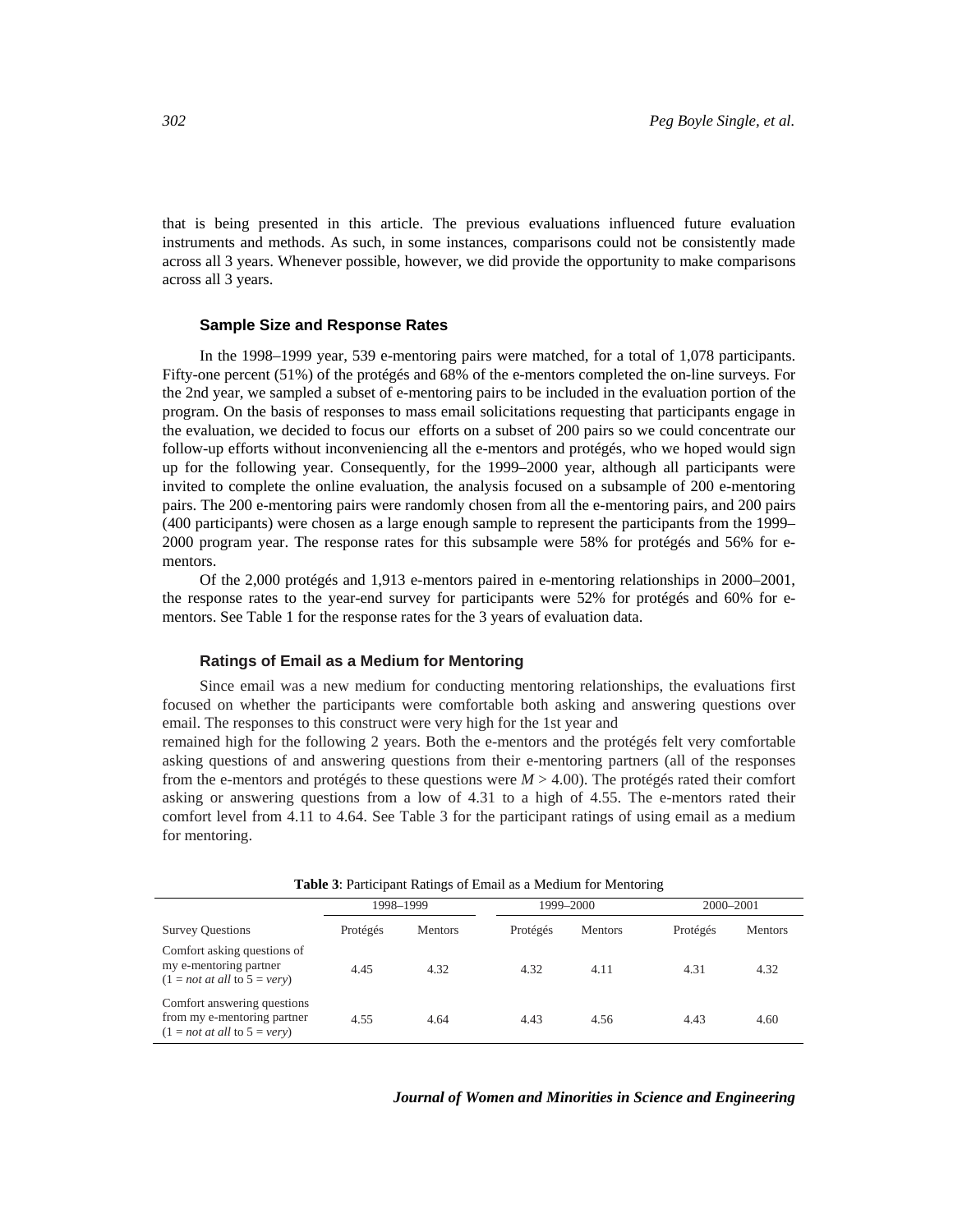that is being presented in this article. The previous evaluations influenced future evaluation instruments and methods. As such, in some instances, comparisons could not be consistently made across all 3 years. Whenever possible, however, we did provide the opportunity to make comparisons across all 3 years.

### Sample Size and Response Rates

In the 1998–1999 year, 539 e-mentoring pairs were matched, for a total of 1,078 participants. Fifty-one percent (51%) of the protégés and 68% of the e-mentors completed the on-line surveys. For the 2nd year, we sampled a subset of e-mentoring pairs to be included in the evaluation portion of the program. On the basis of responses to mass email solicitations requesting that participants engage in the evaluation, we decided to focus our efforts on a subset of 200 pairs so we could concentrate our follow-up efforts without inconveniencing all the e-mentors and protégés, who we hoped would sign up for the following year. Consequently, for the 1999–2000 year, although all participants were invited to complete the online evaluation, the analysis focused on a subsample of 200 e-mentoring pairs. The 200 e-mentoring pairs were randomly chosen from all the e-mentoring pairs, and 200 pairs (400 participants) were chosen as a large enough sample to represent the participants from the 1999–2000 program year. The response rates for this subsample were 58% for protégés and 56% for e-mentors.

Of the 2,000 protégés and 1,913 e-mentors paired in e-mentoring relationships in 2000–2001, the response rates to the year-end survey for participants were 52% for protégés and 60% for e-mentors. See Table 1 for the response rates for the 3 years of evaluation data.

### Ratings of Email as a Medium for Mentoring

Since email was a new medium for conducting mentoring relationships, the evaluations first focused on whether the participants were comfortable both asking and answering questions over email. The responses to this construct were very high for the 1st year and remained high for the following 2 years. Both the e-mentors and the protégés felt very comfortable asking questions of and answering questions from their e-mentoring partners (all of the responses from the e-mentors and protégés to these questions were $M > 4.00$). The protégés rated their comfort asking or answering questions from a low of 4.31 to a high of 4.55. The e-mentors rated their comfort level from 4.11 to 4.64. See Table 3 for the participant ratings of using email as a medium for mentoring.

**Table 3**: Participant Ratings of Email as a Medium for Mentoring

| | 1998–1999 | | 1999–2000 | | 2000–2001 | |
|---|---|---|---|---|---|---|
| Survey Questions | Protégés | Mentors | Protégés | Mentors | Protégés | Mentors |
| Comfort asking questions of my e-mentoring partner (1 = *not at all* to 5 = *very*) | 4.45 | 4.32 | 4.32 | 4.11 | 4.31 | 4.32 |
| Comfort answering questions from my e-mentoring partner (1 = *not at all* to 5 = *very*) | 4.55 | 4.64 | 4.43 | 4.56 | 4.43 | 4.60 |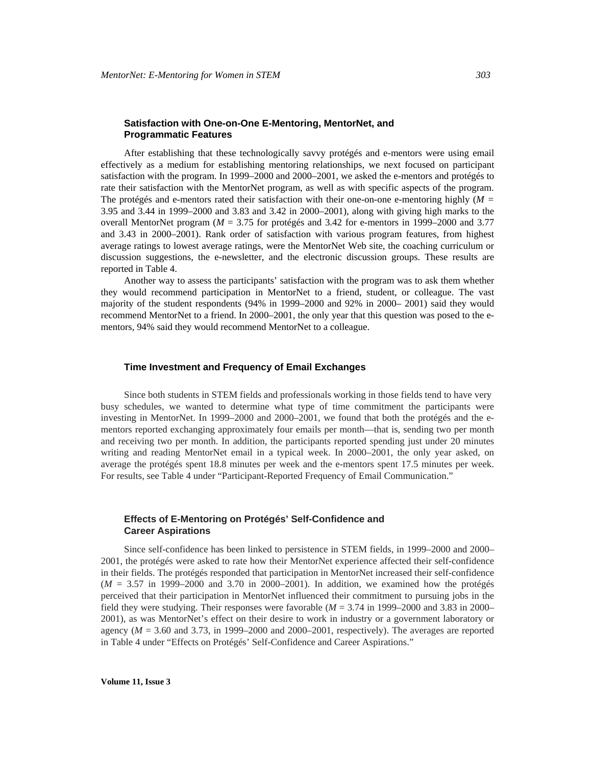### Satisfaction with One-on-One E-Mentoring, MentorNet, and Programmatic Features

After establishing that these technologically savvy protégés and e-mentors were using email effectively as a medium for establishing mentoring relationships, we next focused on participant satisfaction with the program. In 1999–2000 and 2000–2001, we asked the e-mentors and protégés to rate their satisfaction with the MentorNet program, as well as with specific aspects of the program. The protégés and e-mentors rated their satisfaction with their one-on-one e-mentoring highly ($M$ = 3.95 and 3.44 in 1999–2000 and 3.83 and 3.42 in 2000–2001), along with giving high marks to the overall MentorNet program ($M$ = 3.75 for protégés and 3.42 for e-mentors in 1999–2000 and 3.77 and 3.43 in 2000–2001). Rank order of satisfaction with various program features, from highest average ratings to lowest average ratings, were the MentorNet Web site, the coaching curriculum or discussion suggestions, the e-newsletter, and the electronic discussion groups. These results are reported in Table 4.

Another way to assess the participants' satisfaction with the program was to ask them whether they would recommend participation in MentorNet to a friend, student, or colleague. The vast majority of the student respondents (94% in 1999–2000 and 92% in 2000– 2001) said they would recommend MentorNet to a friend. In 2000–2001, the only year that this question was posed to the e-mentors, 94% said they would recommend MentorNet to a colleague.

### Time Investment and Frequency of Email Exchanges

Since both students in STEM fields and professionals working in those fields tend to have very busy schedules, we wanted to determine what type of time commitment the participants were investing in MentorNet. In 1999–2000 and 2000–2001, we found that both the protégés and the e-mentors reported exchanging approximately four emails per month—that is, sending two per month and receiving two per month. In addition, the participants reported spending just under 20 minutes writing and reading MentorNet email in a typical week. In 2000–2001, the only year asked, on average the protégés spent 18.8 minutes per week and the e-mentors spent 17.5 minutes per week. For results, see Table 4 under "Participant-Reported Frequency of Email Communication."

### Effects of E-Mentoring on Protégés' Self-Confidence and Career Aspirations

Since self-confidence has been linked to persistence in STEM fields, in 1999–2000 and 2000–2001, the protégés were asked to rate how their MentorNet experience affected their self-confidence in their fields. The protégés responded that participation in MentorNet increased their self-confidence ($M$ = 3.57 in 1999–2000 and 3.70 in 2000–2001). In addition, we examined how the protégés perceived that their participation in MentorNet influenced their commitment to pursuing jobs in the field they were studying. Their responses were favorable ($M$ = 3.74 in 1999–2000 and 3.83 in 2000–2001), as was MentorNet's effect on their desire to work in industry or a government laboratory or agency ($M$ = 3.60 and 3.73, in 1999–2000 and 2000–2001, respectively). The averages are reported in Table 4 under "Effects on Protégés' Self-Confidence and Career Aspirations."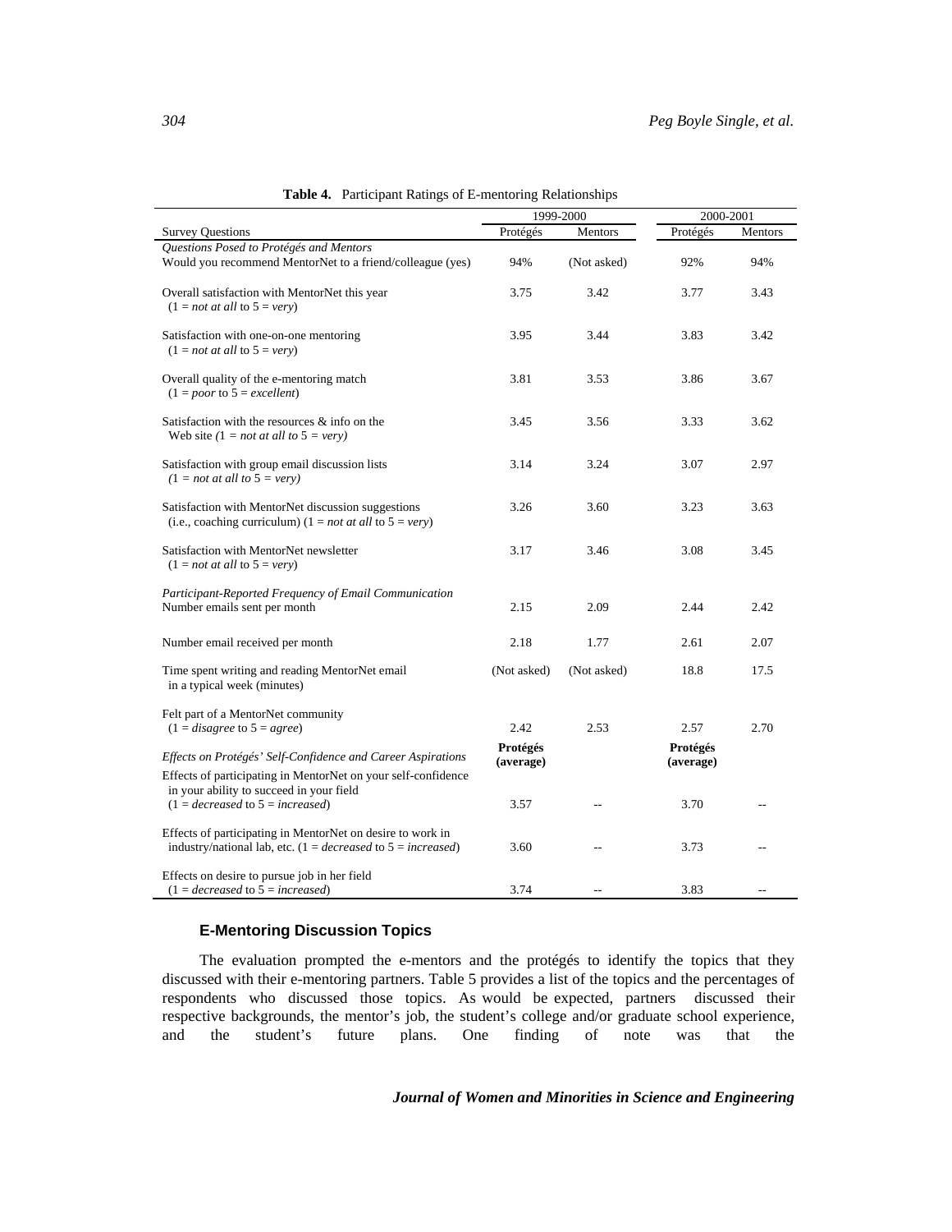**Table 4.** Participant Ratings of E-mentoring Relationships

| Survey Questions | 1999-2000 | | 2000-2001 | |
|---|---|---|---|---|
| | Protégés | Mentors | Protégés | Mentors |
| *Questions Posed to Protégés and Mentors* | | | | |
| Would you recommend MentorNet to a friend/colleague (yes) | 94% | (Not asked) | 92% | 94% |
| Overall satisfaction with MentorNet this year (1 = *not at all* to 5 = *very*) | 3.75 | 3.42 | 3.77 | 3.43 |
| Satisfaction with one-on-one mentoring (1 = *not at all* to 5 = *very*) | 3.95 | 3.44 | 3.83 | 3.42 |
| Overall quality of the e-mentoring match (1 = *poor* to 5 = *excellent*) | 3.81 | 3.53 | 3.86 | 3.67 |
| Satisfaction with the resources & info on the Web site *(1 = not at all to* 5 = *very)* | 3.45 | 3.56 | 3.33 | 3.62 |
| Satisfaction with group email discussion lists *(1 = not at all to* 5 = *very)* | 3.14 | 3.24 | 3.07 | 2.97 |
| Satisfaction with MentorNet discussion suggestions (i.e., coaching curriculum) (1 = *not at all* to 5 = *very*) | 3.26 | 3.60 | 3.23 | 3.63 |
| Satisfaction with MentorNet newsletter (1 = *not at all* to 5 = *very*) | 3.17 | 3.46 | 3.08 | 3.45 |
| *Participant-Reported Frequency of Email Communication* | | | | |
| Number emails sent per month | 2.15 | 2.09 | 2.44 | 2.42 |
| Number email received per month | 2.18 | 1.77 | 2.61 | 2.07 |
| Time spent writing and reading MentorNet email in a typical week (minutes) | (Not asked) | (Not asked) | 18.8 | 17.5 |
| Felt part of a MentorNet community (1 = *disagree* to 5 = *agree*) | 2.42 | 2.53 | 2.57 | 2.70 |
| *Effects on Protégés' Self-Confidence and Career Aspirations* | **Protégés (average)** | | **Protégés (average)** | |
| Effects of participating in MentorNet on your self-confidence in your ability to succeed in your field (1 = *decreased* to 5 = *increased*) | 3.57 | -- | 3.70 | -- |
| Effects of participating in MentorNet on desire to work in industry/national lab, etc. (1 = *decreased* to 5 = *increased*) | 3.60 | -- | 3.73 | -- |
| Effects on desire to pursue job in her field (1 = *decreased* to 5 = *increased*) | 3.74 | -- | 3.83 | -- |

### E-Mentoring Discussion Topics

The evaluation prompted the e-mentors and the protégés to identify the topics that they discussed with their e-mentoring partners. Table 5 provides a list of the topics and the percentages of respondents who discussed those topics. As would be expected, partners discussed their respective backgrounds, the mentor's job, the student's college and/or graduate school experience, and the student's future plans. One finding of note was that the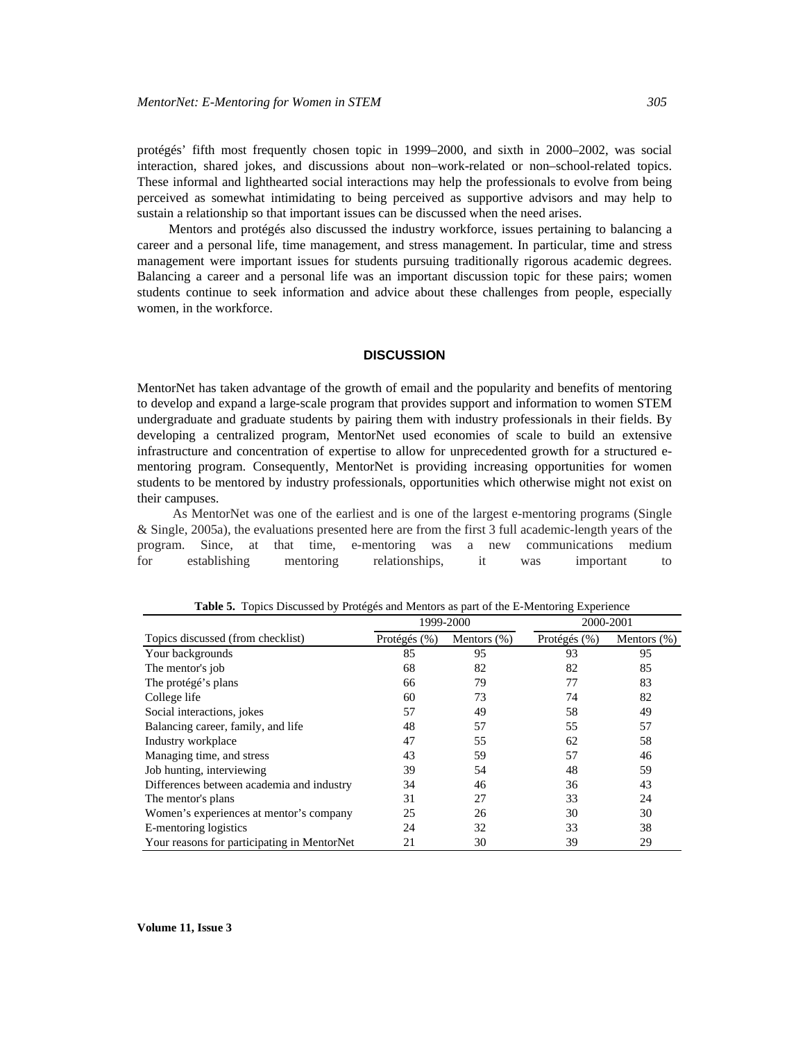protégés' fifth most frequently chosen topic in 1999–2000, and sixth in 2000–2002, was social interaction, shared jokes, and discussions about non–work-related or non–school-related topics. These informal and lighthearted social interactions may help the professionals to evolve from being perceived as somewhat intimidating to being perceived as supportive advisors and may help to sustain a relationship so that important issues can be discussed when the need arises.

Mentors and protégés also discussed the industry workforce, issues pertaining to balancing a career and a personal life, time management, and stress management. In particular, time and stress management were important issues for students pursuing traditionally rigorous academic degrees. Balancing a career and a personal life was an important discussion topic for these pairs; women students continue to seek information and advice about these challenges from people, especially women, in the workforce.

## DISCUSSION

MentorNet has taken advantage of the growth of email and the popularity and benefits of mentoring to develop and expand a large-scale program that provides support and information to women STEM undergraduate and graduate students by pairing them with industry professionals in their fields. By developing a centralized program, MentorNet used economies of scale to build an extensive infrastructure and concentration of expertise to allow for unprecedented growth for a structured e-mentoring program. Consequently, MentorNet is providing increasing opportunities for women students to be mentored by industry professionals, opportunities which otherwise might not exist on their campuses.

As MentorNet was one of the earliest and is one of the largest e-mentoring programs (Single & Single, 2005a), the evaluations presented here are from the first 3 full academic-length years of the program. Since, at that time, e-mentoring was a new communications medium for establishing mentoring relationships, it was important to

**Table 5.** Topics Discussed by Protégés and Mentors as part of the E-Mentoring Experience

| | 1999-2000 | | 2000-2001 | |
|---|---|---|---|---|
| Topics discussed (from checklist) | Protégés (%) | Mentors (%) | Protégés (%) | Mentors (%) |
| Your backgrounds | 85 | 95 | 93 | 95 |
| The mentor's job | 68 | 82 | 82 | 85 |
| The protégé's plans | 66 | 79 | 77 | 83 |
| College life | 60 | 73 | 74 | 82 |
| Social interactions, jokes | 57 | 49 | 58 | 49 |
| Balancing career, family, and life | 48 | 57 | 55 | 57 |
| Industry workplace | 47 | 55 | 62 | 58 |
| Managing time, and stress | 43 | 59 | 57 | 46 |
| Job hunting, interviewing | 39 | 54 | 48 | 59 |
| Differences between academia and industry | 34 | 46 | 36 | 43 |
| The mentor's plans | 31 | 27 | 33 | 24 |
| Women's experiences at mentor's company | 25 | 26 | 30 | 30 |
| E-mentoring logistics | 24 | 32 | 33 | 38 |
| Your reasons for participating in MentorNet | 21 | 30 | 39 | 29 |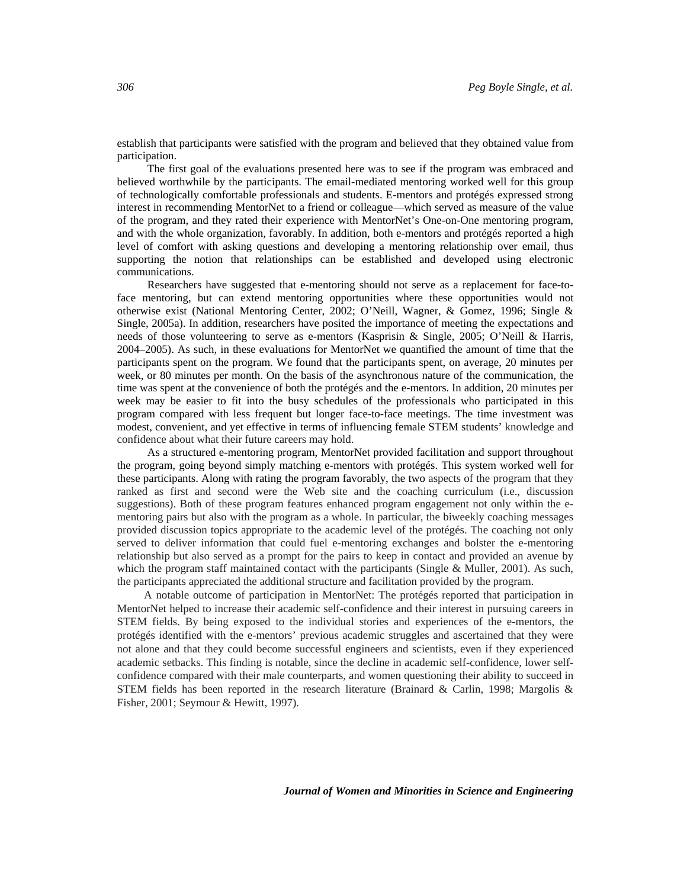establish that participants were satisfied with the program and believed that they obtained value from participation.

The first goal of the evaluations presented here was to see if the program was embraced and believed worthwhile by the participants. The email-mediated mentoring worked well for this group of technologically comfortable professionals and students. E-mentors and protégés expressed strong interest in recommending MentorNet to a friend or colleague—which served as measure of the value of the program, and they rated their experience with MentorNet's One-on-One mentoring program, and with the whole organization, favorably. In addition, both e-mentors and protégés reported a high level of comfort with asking questions and developing a mentoring relationship over email, thus supporting the notion that relationships can be established and developed using electronic communications.

Researchers have suggested that e-mentoring should not serve as a replacement for face-to-face mentoring, but can extend mentoring opportunities where these opportunities would not otherwise exist (National Mentoring Center, 2002; O'Neill, Wagner, & Gomez, 1996; Single & Single, 2005a). In addition, researchers have posited the importance of meeting the expectations and needs of those volunteering to serve as e-mentors (Kasprisin & Single, 2005; O'Neill & Harris, 2004–2005). As such, in these evaluations for MentorNet we quantified the amount of time that the participants spent on the program. We found that the participants spent, on average, 20 minutes per week, or 80 minutes per month. On the basis of the asynchronous nature of the communication, the time was spent at the convenience of both the protégés and the e-mentors. In addition, 20 minutes per week may be easier to fit into the busy schedules of the professionals who participated in this program compared with less frequent but longer face-to-face meetings. The time investment was modest, convenient, and yet effective in terms of influencing female STEM students' knowledge and confidence about what their future careers may hold.

As a structured e-mentoring program, MentorNet provided facilitation and support throughout the program, going beyond simply matching e-mentors with protégés. This system worked well for these participants. Along with rating the program favorably, the two aspects of the program that they ranked as first and second were the Web site and the coaching curriculum (i.e., discussion suggestions). Both of these program features enhanced program engagement not only within the e-mentoring pairs but also with the program as a whole. In particular, the biweekly coaching messages provided discussion topics appropriate to the academic level of the protégés. The coaching not only served to deliver information that could fuel e-mentoring exchanges and bolster the e-mentoring relationship but also served as a prompt for the pairs to keep in contact and provided an avenue by which the program staff maintained contact with the participants (Single & Muller, 2001). As such, the participants appreciated the additional structure and facilitation provided by the program.

A notable outcome of participation in MentorNet: The protégés reported that participation in MentorNet helped to increase their academic self-confidence and their interest in pursuing careers in STEM fields. By being exposed to the individual stories and experiences of the e-mentors, the protégés identified with the e-mentors' previous academic struggles and ascertained that they were not alone and that they could become successful engineers and scientists, even if they experienced academic setbacks. This finding is notable, since the decline in academic self-confidence, lower self-confidence compared with their male counterparts, and women questioning their ability to succeed in STEM fields has been reported in the research literature (Brainard & Carlin, 1998; Margolis & Fisher, 2001; Seymour & Hewitt, 1997).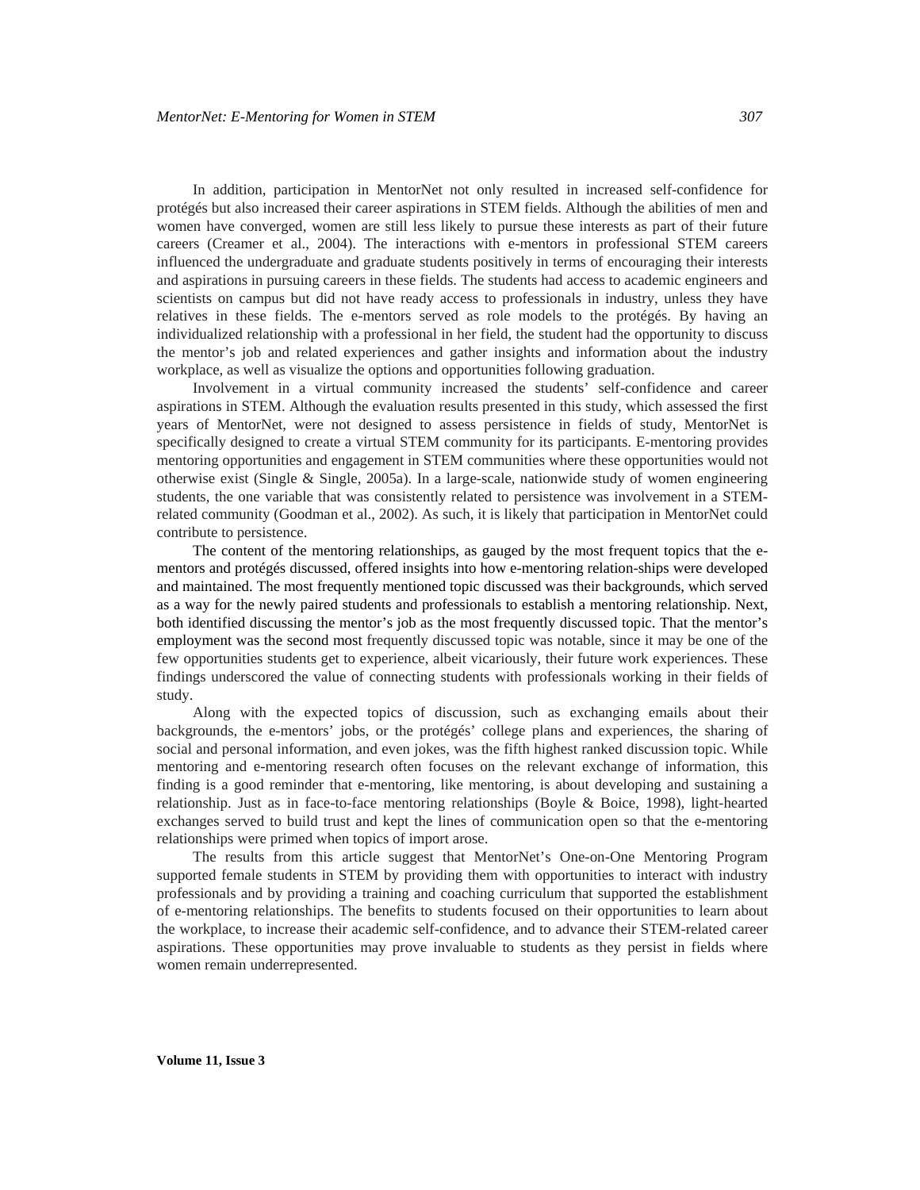In addition, participation in MentorNet not only resulted in increased self-confidence for protégés but also increased their career aspirations in STEM fields. Although the abilities of men and women have converged, women are still less likely to pursue these interests as part of their future careers (Creamer et al., 2004). The interactions with e-mentors in professional STEM careers influenced the undergraduate and graduate students positively in terms of encouraging their interests and aspirations in pursuing careers in these fields. The students had access to academic engineers and scientists on campus but did not have ready access to professionals in industry, unless they have relatives in these fields. The e-mentors served as role models to the protégés. By having an individualized relationship with a professional in her field, the student had the opportunity to discuss the mentor's job and related experiences and gather insights and information about the industry workplace, as well as visualize the options and opportunities following graduation.

Involvement in a virtual community increased the students' self-confidence and career aspirations in STEM. Although the evaluation results presented in this study, which assessed the first years of MentorNet, were not designed to assess persistence in fields of study, MentorNet is specifically designed to create a virtual STEM community for its participants. E-mentoring provides mentoring opportunities and engagement in STEM communities where these opportunities would not otherwise exist (Single & Single, 2005a). In a large-scale, nationwide study of women engineering students, the one variable that was consistently related to persistence was involvement in a STEM-related community (Goodman et al., 2002). As such, it is likely that participation in MentorNet could contribute to persistence.

The content of the mentoring relationships, as gauged by the most frequent topics that the e-mentors and protégés discussed, offered insights into how e-mentoring relation-ships were developed and maintained. The most frequently mentioned topic discussed was their backgrounds, which served as a way for the newly paired students and professionals to establish a mentoring relationship. Next, both identified discussing the mentor's job as the most frequently discussed topic. That the mentor's employment was the second most frequently discussed topic was notable, since it may be one of the few opportunities students get to experience, albeit vicariously, their future work experiences. These findings underscored the value of connecting students with professionals working in their fields of study.

Along with the expected topics of discussion, such as exchanging emails about their backgrounds, the e-mentors' jobs, or the protégés' college plans and experiences, the sharing of social and personal information, and even jokes, was the fifth highest ranked discussion topic. While mentoring and e-mentoring research often focuses on the relevant exchange of information, this finding is a good reminder that e-mentoring, like mentoring, is about developing and sustaining a relationship. Just as in face-to-face mentoring relationships (Boyle & Boice, 1998), light-hearted exchanges served to build trust and kept the lines of communication open so that the e-mentoring relationships were primed when topics of import arose.

The results from this article suggest that MentorNet's One-on-One Mentoring Program supported female students in STEM by providing them with opportunities to interact with industry professionals and by providing a training and coaching curriculum that supported the establishment of e-mentoring relationships. The benefits to students focused on their opportunities to learn about the workplace, to increase their academic self-confidence, and to advance their STEM-related career aspirations. These opportunities may prove invaluable to students as they persist in fields where women remain underrepresented.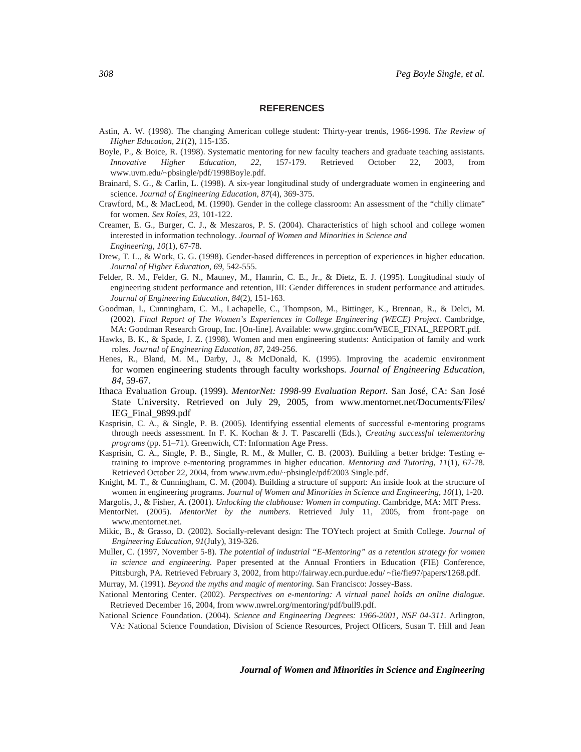## REFERENCES

Astin, A. W. (1998). The changing American college student: Thirty-year trends, 1966-1996. *The Review of Higher Education*, *21*(2), 115-135.

Boyle, P., & Boice, R. (1998). Systematic mentoring for new faculty teachers and graduate teaching assistants. *Innovative Higher Education, 22*, 157-179. Retrieved October 22, 2003, from www.uvm.edu/~pbsingle/pdf/1998Boyle.pdf.

Brainard, S. G., & Carlin, L. (1998). A six-year longitudinal study of undergraduate women in engineering and science. *Journal of Engineering Education, 87*(4), 369-375.

Crawford, M., & MacLeod, M. (1990). Gender in the college classroom: An assessment of the "chilly climate" for women. *Sex Roles, 23*, 101-122.

Creamer, E. G., Burger, C. J., & Meszaros, P. S. (2004). Characteristics of high school and college women interested in information technology. *Journal of Women and Minorities in Science and Engineering, 10*(1), 67-78.

Drew, T. L., & Work, G. G. (1998). Gender-based differences in perception of experiences in higher education. *Journal of Higher Education, 69*, 542-555.

Felder, R. M., Felder, G. N., Mauney, M., Hamrin, C. E., Jr., & Dietz, E. J. (1995). Longitudinal study of engineering student performance and retention, III: Gender differences in student performance and attitudes. *Journal of Engineering Education, 84*(2), 151-163.

Goodman, I., Cunningham, C. M., Lachapelle, C., Thompson, M., Bittinger, K., Brennan, R., & Delci, M. (2002). *Final Report of The Women's Experiences in College Engineering (WECE) Project*. Cambridge, MA: Goodman Research Group, Inc. [On-line]. Available: www.grginc.com/WECE_FINAL_REPORT.pdf.

Hawks, B. K., & Spade, J. Z. (1998). Women and men engineering students: Anticipation of family and work roles. *Journal of Engineering Education, 87*, 249-256.

Henes, R., Bland, M. M., Darby, J., & McDonald, K. (1995). Improving the academic environment for women engineering students through faculty workshops. *Journal of Engineering Education, 84*, 59-67.

Ithaca Evaluation Group. (1999). *MentorNet: 1998-99 Evaluation Report*. San José, CA: San José State University. Retrieved on July 29, 2005, from www.mentornet.net/Documents/Files/IEG_Final_9899.pdf

Kasprisin, C. A., & Single, P. B. (2005). Identifying essential elements of successful e-mentoring programs through needs assessment. In F. K. Kochan & J. T. Pascarelli (Eds.), *Creating successful telementoring programs* (pp. 51–71). Greenwich, CT: Information Age Press.

Kasprisin, C. A., Single, P. B., Single, R. M., & Muller, C. B. (2003). Building a better bridge: Testing e-training to improve e-mentoring programmes in higher education. *Mentoring and Tutoring, 11*(1), 67-78. Retrieved October 22, 2004, from www.uvm.edu/~pbsingle/pdf/2003 Single.pdf.

Knight, M. T., & Cunningham, C. M. (2004). Building a structure of support: An inside look at the structure of women in engineering programs. *Journal of Women and Minorities in Science and Engineering, 10*(1), 1-20.

Margolis, J., & Fisher, A. (2001). *Unlocking the clubhouse: Women in computing*. Cambridge, MA: MIT Press.

MentorNet. (2005). *MentorNet by the numbers*. Retrieved July 11, 2005, from front-page on www.mentornet.net.

Mikic, B., & Grasso, D. (2002). Socially-relevant design: The TOYtech project at Smith College. *Journal of Engineering Education, 91*(July), 319-326.

Muller, C. (1997, November 5-8). *The potential of industrial "E-Mentoring" as a retention strategy for women in science and engineering.* Paper presented at the Annual Frontiers in Education (FIE) Conference, Pittsburgh, PA. Retrieved February 3, 2002, from http://fairway.ecn.purdue.edu/ ~fie/fie97/papers/1268.pdf.

Murray, M. (1991). *Beyond the myths and magic of mentoring*. San Francisco: Jossey-Bass.

National Mentoring Center. (2002). *Perspectives on e-mentoring: A virtual panel holds an online dialogue*. Retrieved December 16, 2004, from www.nwrel.org/mentoring/pdf/bull9.pdf.

National Science Foundation. (2004). *Science and Engineering Degrees: 1966-2001, NSF 04-311*. Arlington, VA: National Science Foundation, Division of Science Resources, Project Officers, Susan T. Hill and Jean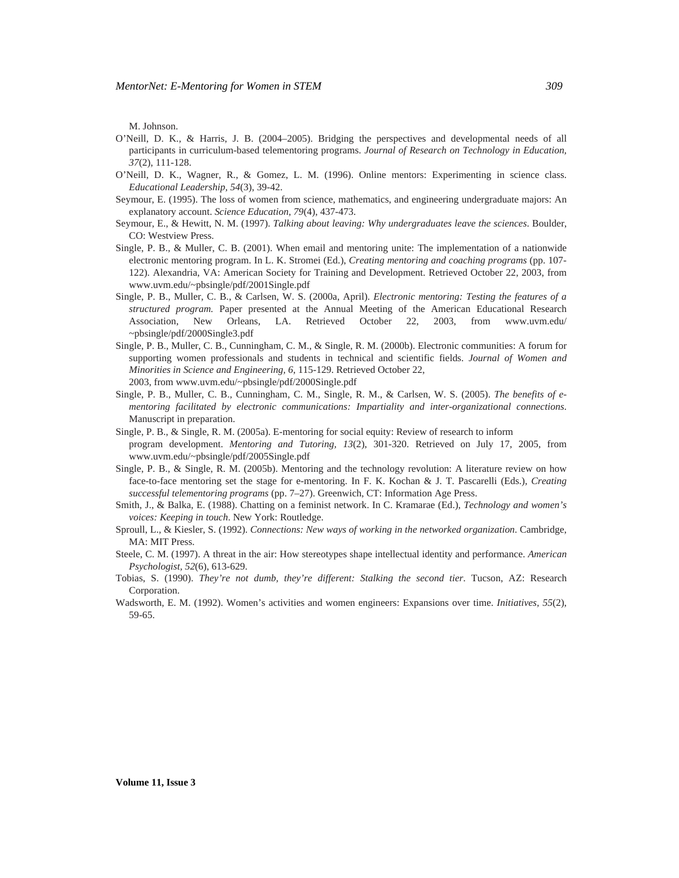M. Johnson.

O'Neill, D. K., & Harris, J. B. (2004–2005). Bridging the perspectives and developmental needs of all participants in curriculum-based telementoring programs. *Journal of Research on Technology in Education, 37*(2), 111-128.

O'Neill, D. K., Wagner, R., & Gomez, L. M. (1996). Online mentors: Experimenting in science class. *Educational Leadership, 54*(3), 39-42.

Seymour, E. (1995). The loss of women from science, mathematics, and engineering undergraduate majors: An explanatory account. *Science Education, 79*(4), 437-473.

Seymour, E., & Hewitt, N. M. (1997). *Talking about leaving: Why undergraduates leave the sciences*. Boulder, CO: Westview Press.

Single, P. B., & Muller, C. B. (2001). When email and mentoring unite: The implementation of a nationwide electronic mentoring program. In L. K. Stromei (Ed.), *Creating mentoring and coaching programs* (pp. 107-122). Alexandria, VA: American Society for Training and Development. Retrieved October 22, 2003, from www.uvm.edu/~pbsingle/pdf/2001Single.pdf

Single, P. B., Muller, C. B., & Carlsen, W. S. (2000a, April). *Electronic mentoring: Testing the features of a structured program.* Paper presented at the Annual Meeting of the American Educational Research Association, New Orleans, LA. Retrieved October 22, 2003, from www.uvm.edu/~pbsingle/pdf/2000Single3.pdf

Single, P. B., Muller, C. B., Cunningham, C. M., & Single, R. M. (2000b). Electronic communities: A forum for supporting women professionals and students in technical and scientific fields. *Journal of Women and Minorities in Science and Engineering, 6*, 115-129. Retrieved October 22, 2003, from www.uvm.edu/~pbsingle/pdf/2000Single.pdf

Single, P. B., Muller, C. B., Cunningham, C. M., Single, R. M., & Carlsen, W. S. (2005). *The benefits of e-mentoring facilitated by electronic communications: Impartiality and inter-organizational connections*. Manuscript in preparation.

Single, P. B., & Single, R. M. (2005a). E-mentoring for social equity: Review of research to inform program development. *Mentoring and Tutoring, 13*(2), 301-320. Retrieved on July 17, 2005, from www.uvm.edu/~pbsingle/pdf/2005Single.pdf

Single, P. B., & Single, R. M. (2005b). Mentoring and the technology revolution: A literature review on how face-to-face mentoring set the stage for e-mentoring. In F. K. Kochan & J. T. Pascarelli (Eds.), *Creating successful telementoring programs* (pp. 7–27). Greenwich, CT: Information Age Press.

Smith, J., & Balka, E. (1988). Chatting on a feminist network. In C. Kramarae (Ed.), *Technology and women's voices: Keeping in touch*. New York: Routledge.

Sproull, L., & Kiesler, S. (1992). *Connections: New ways of working in the networked organization*. Cambridge, MA: MIT Press.

Steele, C. M. (1997). A threat in the air: How stereotypes shape intellectual identity and performance. *American Psychologist, 52*(6), 613-629.

Tobias, S. (1990). *They're not dumb, they're different: Stalking the second tier*. Tucson, AZ: Research Corporation.

Wadsworth, E. M. (1992). Women's activities and women engineers: Expansions over time. *Initiatives, 55*(2), 59-65.